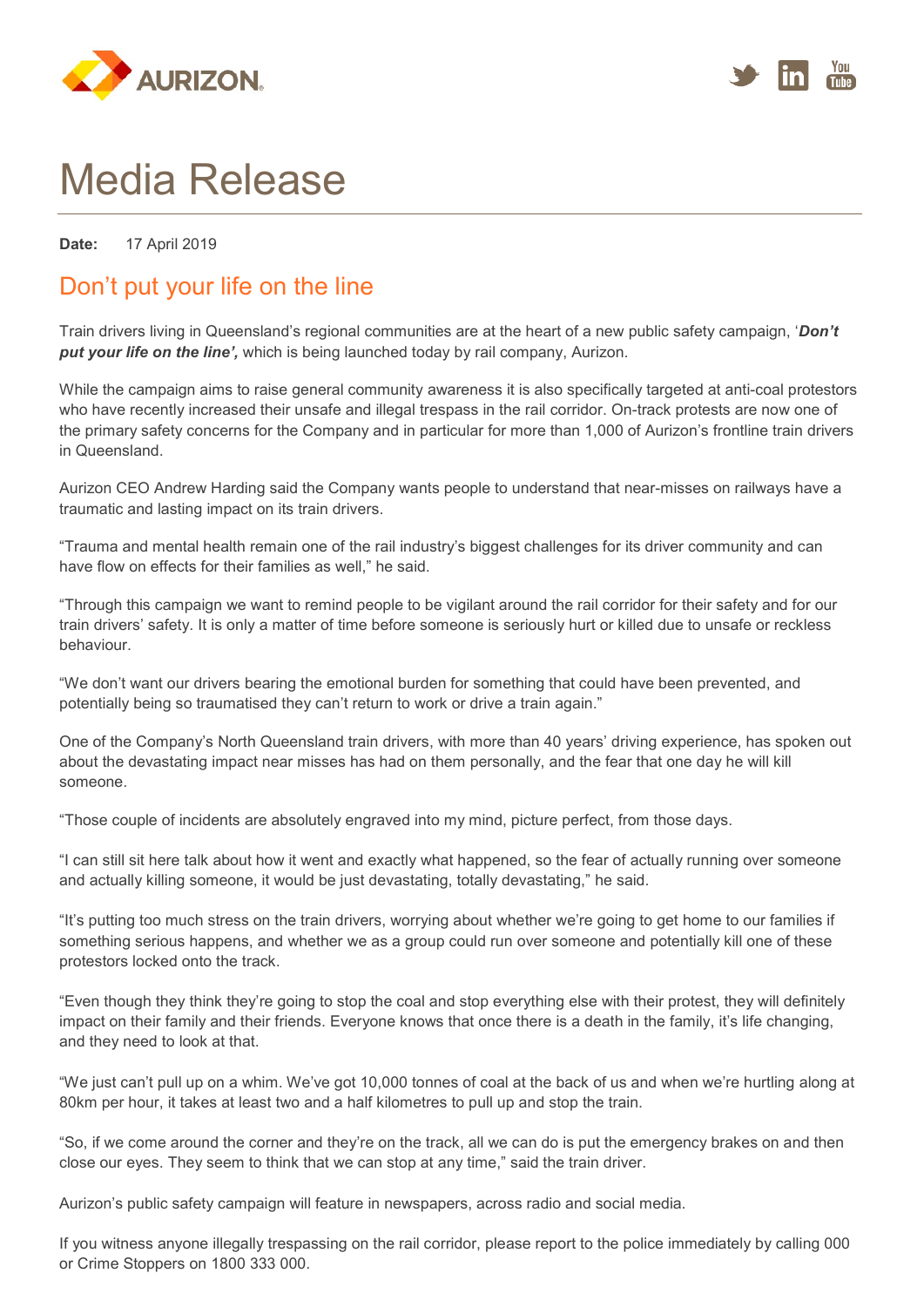# Media Release

**Date:** 17 April 2019

## Don't put your life on the line

Train drivers living in Queensland's regional communities are at the heart of a new public safety campaign, '***Don't put your life on the line',*** which is being launched today by rail company, Aurizon.

While the campaign aims to raise general community awareness it is also specifically targeted at anti-coal protestors who have recently increased their unsafe and illegal trespass in the rail corridor. On-track protests are now one of the primary safety concerns for the Company and in particular for more than 1,000 of Aurizon's frontline train drivers in Queensland.

Aurizon CEO Andrew Harding said the Company wants people to understand that near-misses on railways have a traumatic and lasting impact on its train drivers.

"Trauma and mental health remain one of the rail industry's biggest challenges for its driver community and can have flow on effects for their families as well," he said.

"Through this campaign we want to remind people to be vigilant around the rail corridor for their safety and for our train drivers' safety. It is only a matter of time before someone is seriously hurt or killed due to unsafe or reckless behaviour.

"We don't want our drivers bearing the emotional burden for something that could have been prevented, and potentially being so traumatised they can't return to work or drive a train again."

One of the Company's North Queensland train drivers, with more than 40 years' driving experience, has spoken out about the devastating impact near misses has had on them personally, and the fear that one day he will kill someone.

"Those couple of incidents are absolutely engraved into my mind, picture perfect, from those days.

"I can still sit here talk about how it went and exactly what happened, so the fear of actually running over someone and actually killing someone, it would be just devastating, totally devastating," he said.

"It's putting too much stress on the train drivers, worrying about whether we're going to get home to our families if something serious happens, and whether we as a group could run over someone and potentially kill one of these protestors locked onto the track.

"Even though they think they're going to stop the coal and stop everything else with their protest, they will definitely impact on their family and their friends. Everyone knows that once there is a death in the family, it's life changing, and they need to look at that.

"We just can't pull up on a whim. We've got 10,000 tonnes of coal at the back of us and when we're hurtling along at 80km per hour, it takes at least two and a half kilometres to pull up and stop the train.

"So, if we come around the corner and they're on the track, all we can do is put the emergency brakes on and then close our eyes. They seem to think that we can stop at any time," said the train driver.

Aurizon's public safety campaign will feature in newspapers, across radio and social media.

If you witness anyone illegally trespassing on the rail corridor, please report to the police immediately by calling 000 or Crime Stoppers on 1800 333 000.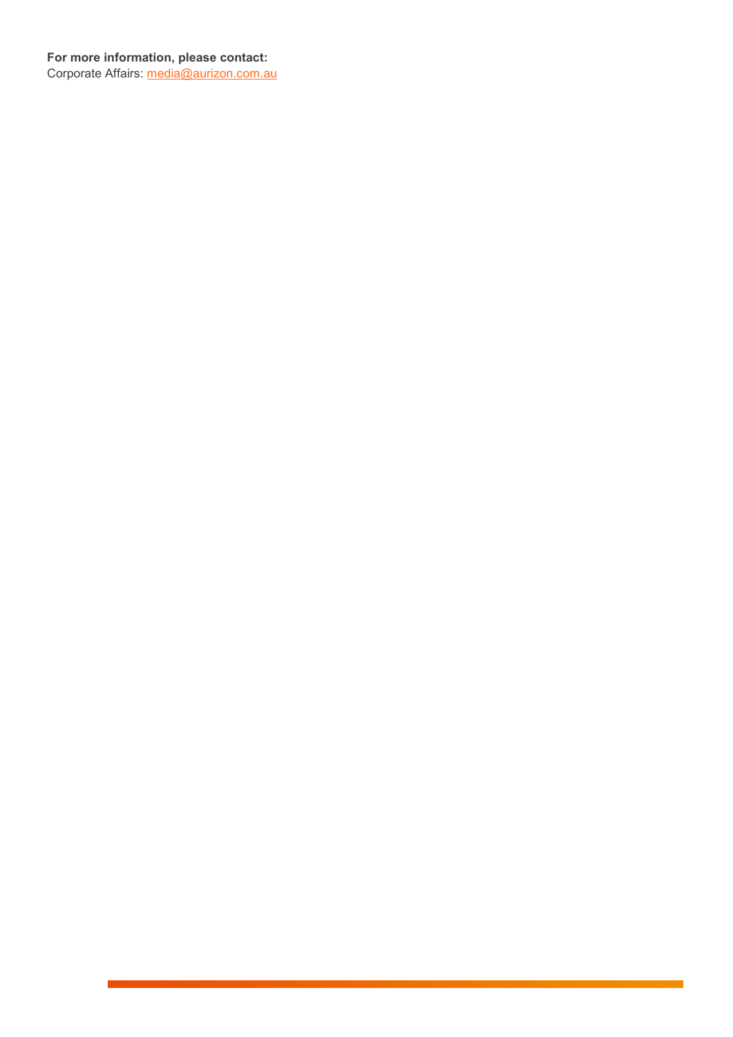**For more information, please contact:**
Corporate Affairs: [media@aurizon.com.au](mailto:media@aurizon.com.au)